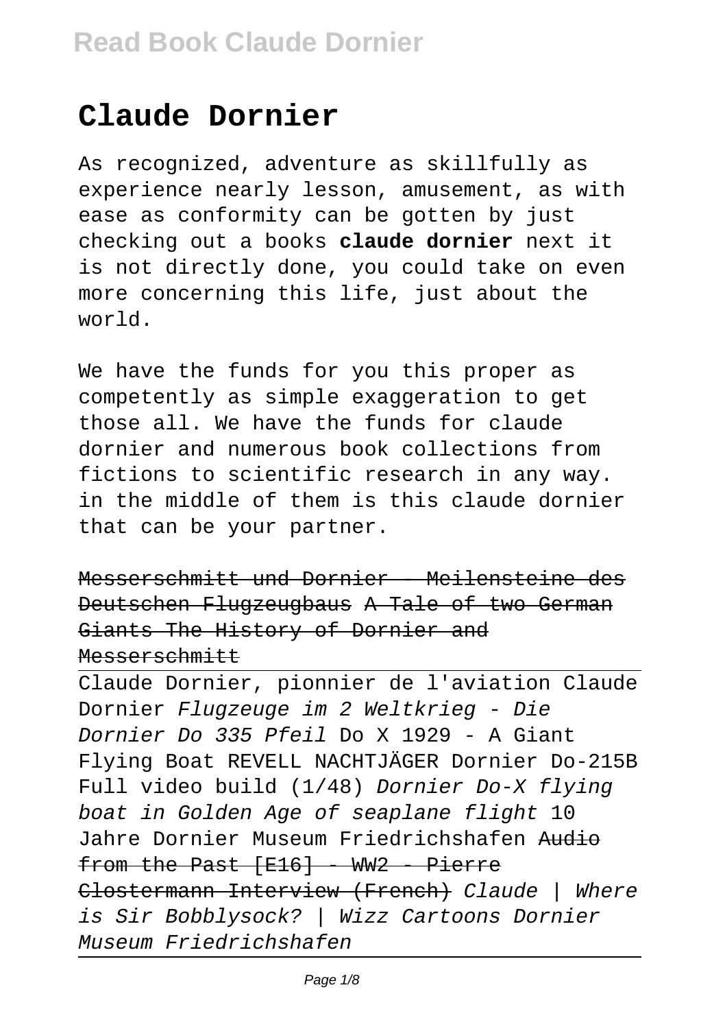# Claude Dornier

As recognized, adventure as skillfully as experience nearly lesson, amusement, as with ease as conformity can be gotten by just checking out a books **claude dornier** next it is not directly done, you could take on even more concerning this life, just about the world.

We have the funds for you this proper as competently as simple exaggeration to get those all. We have the funds for claude dornier and numerous book collections from fictions to scientific research in any way. in the middle of them is this claude dornier that can be your partner.

~~Messerschmitt und Dornier - Meilensteine des Deutschen Flugzeugbaus~~ ~~A Tale of two German Giants The History of Dornier and Messerschmitt~~

Claude Dornier, pionnier de l'aviation Claude Dornier *Flugzeuge im 2 Weltkrieg - Die Dornier Do 335 Pfeil* Do X 1929 - A Giant Flying Boat REVELL NACHTJÄGER Dornier Do-215B Full video build (1/48) *Dornier Do-X flying boat in Golden Age of seaplane flight* 10 Jahre Dornier Museum Friedrichshafen ~~Audio from the Past [E16] - WW2 - Pierre Clostermann Interview (French)~~ *Claude | Where is Sir Bobblysock? | Wizz Cartoons* Dornier Museum Friedrichshafen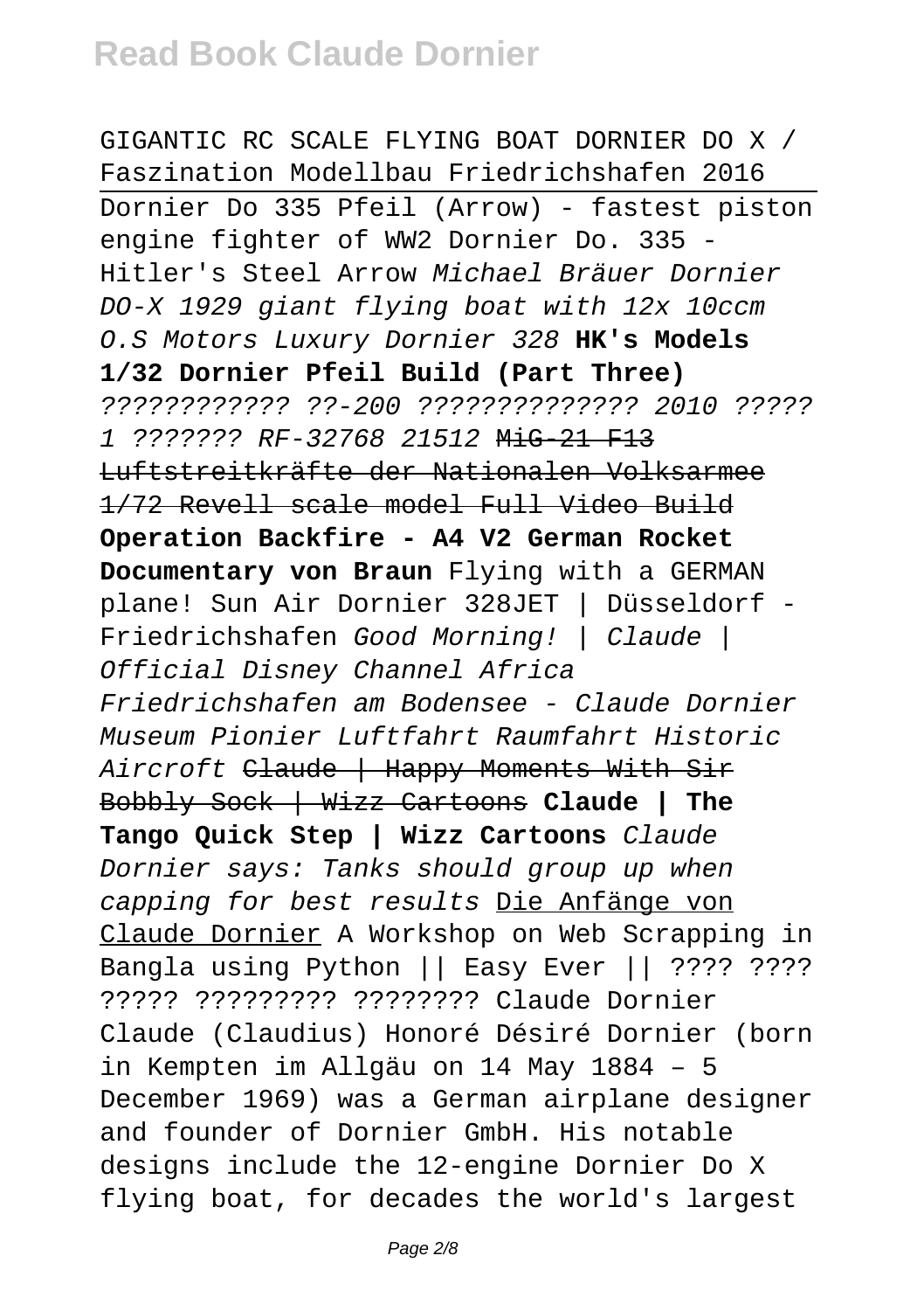GIGANTIC RC SCALE FLYING BOAT DORNIER DO X / Faszination Modellbau Friedrichshafen 2016 Dornier Do 335 Pfeil (Arrow) - fastest piston engine fighter of WW2 Dornier Do. 335 - Hitler's Steel Arrow *Michael Bräuer Dornier DO-X 1929 giant flying boat with 12x 10ccm O.S Motors Luxury Dornier 328* **HK's Models 1/32 Dornier Pfeil Build (Part Three)** *???????????? ??-200 ?????????????? 2010 ????? 1 ??????? RF-32768 21512* ~~MiG-21 F13 Luftstreitkräfte der Nationalen Volksarmee 1/72 Revell scale model Full Video Build~~ **Operation Backfire - A4 V2 German Rocket Documentary von Braun** Flying with a GERMAN plane! Sun Air Dornier 328JET | Düsseldorf - Friedrichshafen *Good Morning! | Claude | Official Disney Channel Africa Friedrichshafen am Bodensee - Claude Dornier Museum Pionier Luftfahrt Raumfahrt Historic Aircroft* ~~Claude | Happy Moments With Sir Bobbly Sock | Wizz Cartoons~~ **Claude | The Tango Quick Step | Wizz Cartoons** *Claude Dornier says: Tanks should group up when capping for best results* Die Anfänge von Claude Dornier A Workshop on Web Scrapping in Bangla using Python || Easy Ever || ???? ???? ????? ????????? ???????? Claude Dornier Claude (Claudius) Honoré Désiré Dornier (born in Kempten im Allgäu on 14 May 1884 – 5 December 1969) was a German airplane designer and founder of Dornier GmbH. His notable designs include the 12-engine Dornier Do X flying boat, for decades the world's largest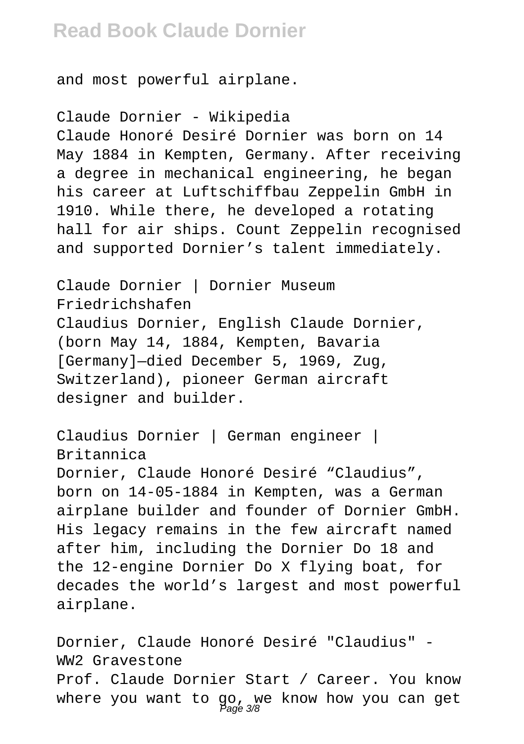and most powerful airplane.

Claude Dornier - Wikipedia
Claude Honoré Desiré Dornier was born on 14 May 1884 in Kempten, Germany. After receiving a degree in mechanical engineering, he began his career at Luftschiffbau Zeppelin GmbH in 1910. While there, he developed a rotating hall for air ships. Count Zeppelin recognised and supported Dornier's talent immediately.

Claude Dornier | Dornier Museum Friedrichshafen
Claudius Dornier, English Claude Dornier, (born May 14, 1884, Kempten, Bavaria [Germany]—died December 5, 1969, Zug, Switzerland), pioneer German aircraft designer and builder.

Claudius Dornier | German engineer | Britannica
Dornier, Claude Honoré Desiré "Claudius", born on 14-05-1884 in Kempten, was a German airplane builder and founder of Dornier GmbH. His legacy remains in the few aircraft named after him, including the Dornier Do 18 and the 12-engine Dornier Do X flying boat, for decades the world's largest and most powerful airplane.

Dornier, Claude Honoré Desiré "Claudius" - WW2 Gravestone
Prof. Claude Dornier Start / Career. You know where you want to go, we know how you can get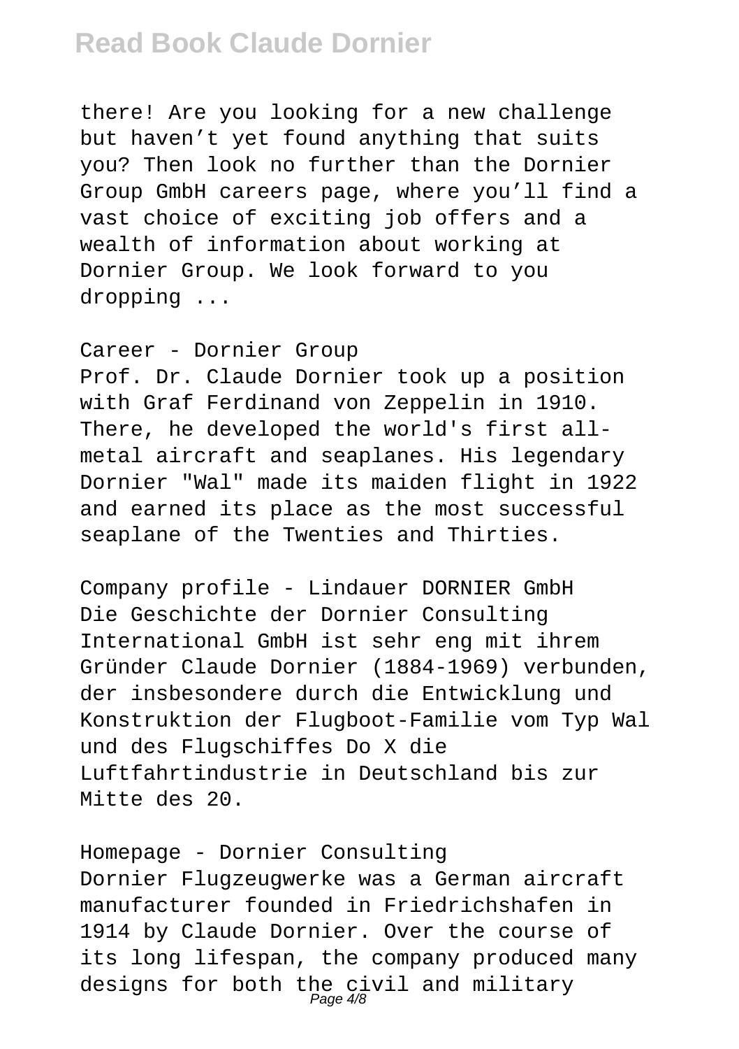there! Are you looking for a new challenge but haven't yet found anything that suits you? Then look no further than the Dornier Group GmbH careers page, where you'll find a vast choice of exciting job offers and a wealth of information about working at Dornier Group. We look forward to you dropping ...

Career - Dornier Group

Prof. Dr. Claude Dornier took up a position with Graf Ferdinand von Zeppelin in 1910. There, he developed the world's first all-metal aircraft and seaplanes. His legendary Dornier "Wal" made its maiden flight in 1922 and earned its place as the most successful seaplane of the Twenties and Thirties.

Company profile - Lindauer DORNIER GmbH

Die Geschichte der Dornier Consulting International GmbH ist sehr eng mit ihrem Gründer Claude Dornier (1884-1969) verbunden, der insbesondere durch die Entwicklung und Konstruktion der Flugboot-Familie vom Typ Wal und des Flugschiffes Do X die Luftfahrtindustrie in Deutschland bis zur Mitte des 20.

Homepage - Dornier Consulting

Dornier Flugzeugwerke was a German aircraft manufacturer founded in Friedrichshafen in 1914 by Claude Dornier. Over the course of its long lifespan, the company produced many designs for both the civil and military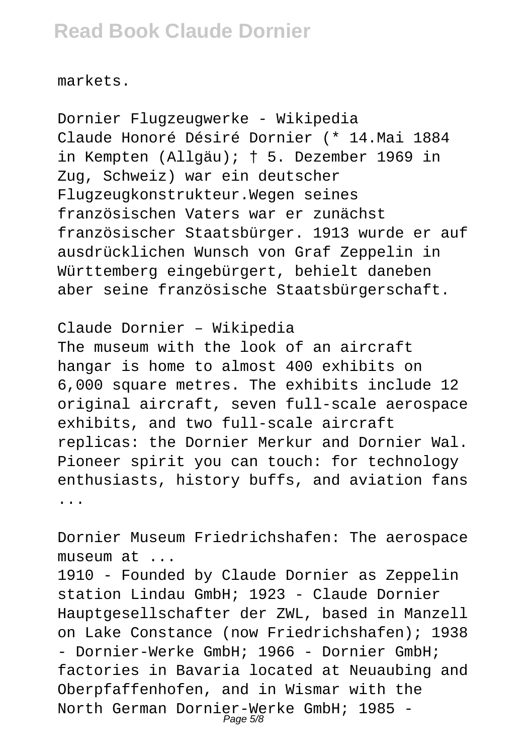markets.

Dornier Flugzeugwerke - Wikipedia
Claude Honoré Désiré Dornier (* 14.Mai 1884 in Kempten (Allgäu); † 5. Dezember 1969 in Zug, Schweiz) war ein deutscher Flugzeugkonstrukteur.Wegen seines französischen Vaters war er zunächst französischer Staatsbürger. 1913 wurde er auf ausdrücklichen Wunsch von Graf Zeppelin in Württemberg eingebürgert, behielt daneben aber seine französische Staatsbürgerschaft.

Claude Dornier – Wikipedia
The museum with the look of an aircraft hangar is home to almost 400 exhibits on 6,000 square metres. The exhibits include 12 original aircraft, seven full-scale aerospace exhibits, and two full-scale aircraft replicas: the Dornier Merkur and Dornier Wal. Pioneer spirit you can touch: for technology enthusiasts, history buffs, and aviation fans ...

Dornier Museum Friedrichshafen: The aerospace museum at ...
1910 - Founded by Claude Dornier as Zeppelin station Lindau GmbH; 1923 - Claude Dornier Hauptgesellschafter der ZWL, based in Manzell on Lake Constance (now Friedrichshafen); 1938 - Dornier-Werke GmbH; 1966 - Dornier GmbH; factories in Bavaria located at Neuaubing and Oberpfaffenhofen, and in Wismar with the North German Dornier-Werke GmbH; 1985 -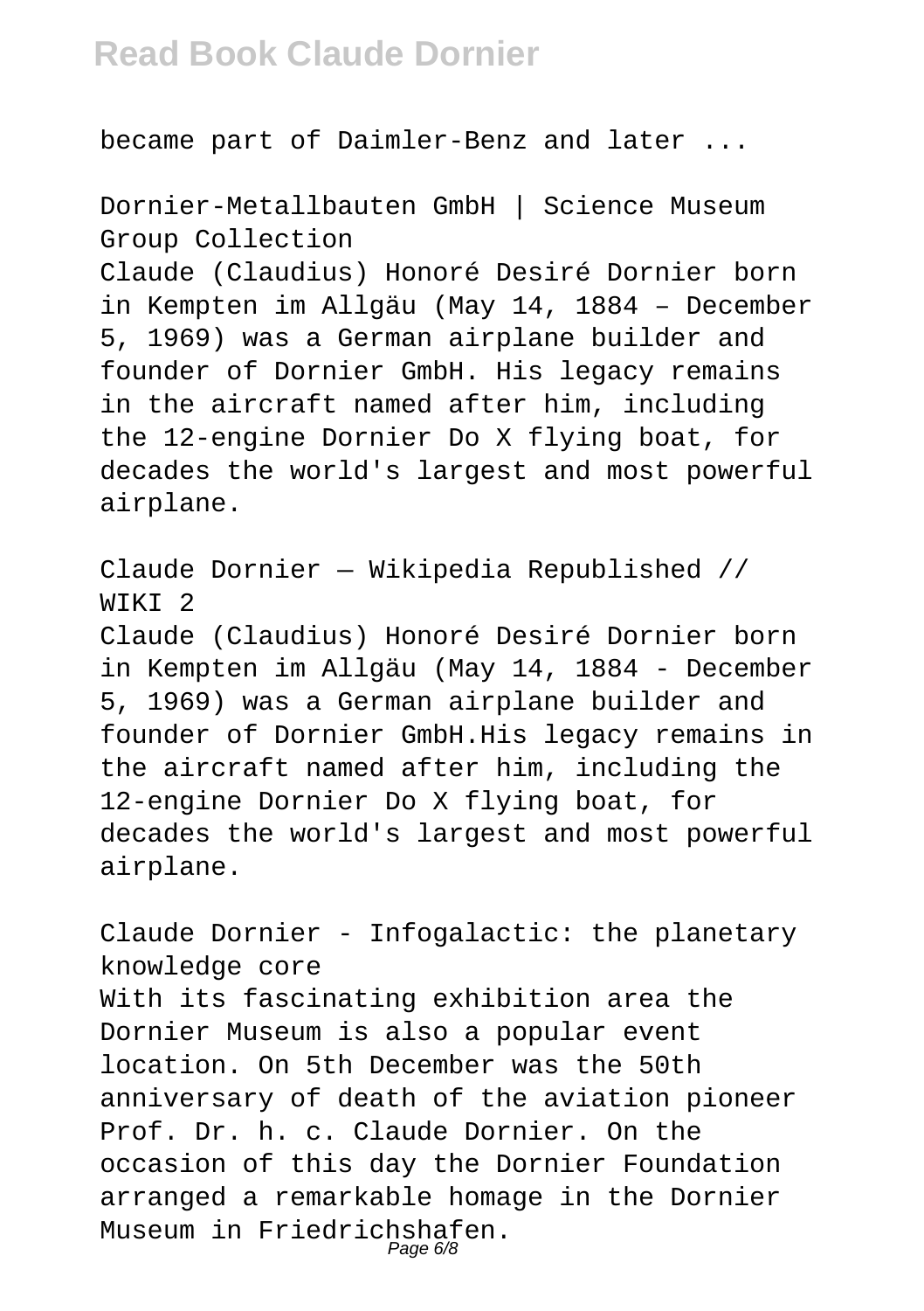became part of Daimler-Benz and later ...

Dornier-Metallbauten GmbH | Science Museum Group Collection

Claude (Claudius) Honoré Desiré Dornier born in Kempten im Allgäu (May 14, 1884 – December 5, 1969) was a German airplane builder and founder of Dornier GmbH. His legacy remains in the aircraft named after him, including the 12-engine Dornier Do X flying boat, for decades the world's largest and most powerful airplane.

Claude Dornier — Wikipedia Republished // WIKI 2

Claude (Claudius) Honoré Desiré Dornier born in Kempten im Allgäu (May 14, 1884 - December 5, 1969) was a German airplane builder and founder of Dornier GmbH.His legacy remains in the aircraft named after him, including the 12-engine Dornier Do X flying boat, for decades the world's largest and most powerful airplane.

Claude Dornier - Infogalactic: the planetary knowledge core

With its fascinating exhibition area the Dornier Museum is also a popular event location. On 5th December was the 50th anniversary of death of the aviation pioneer Prof. Dr. h. c. Claude Dornier. On the occasion of this day the Dornier Foundation arranged a remarkable homage in the Dornier Museum in Friedrichshafen.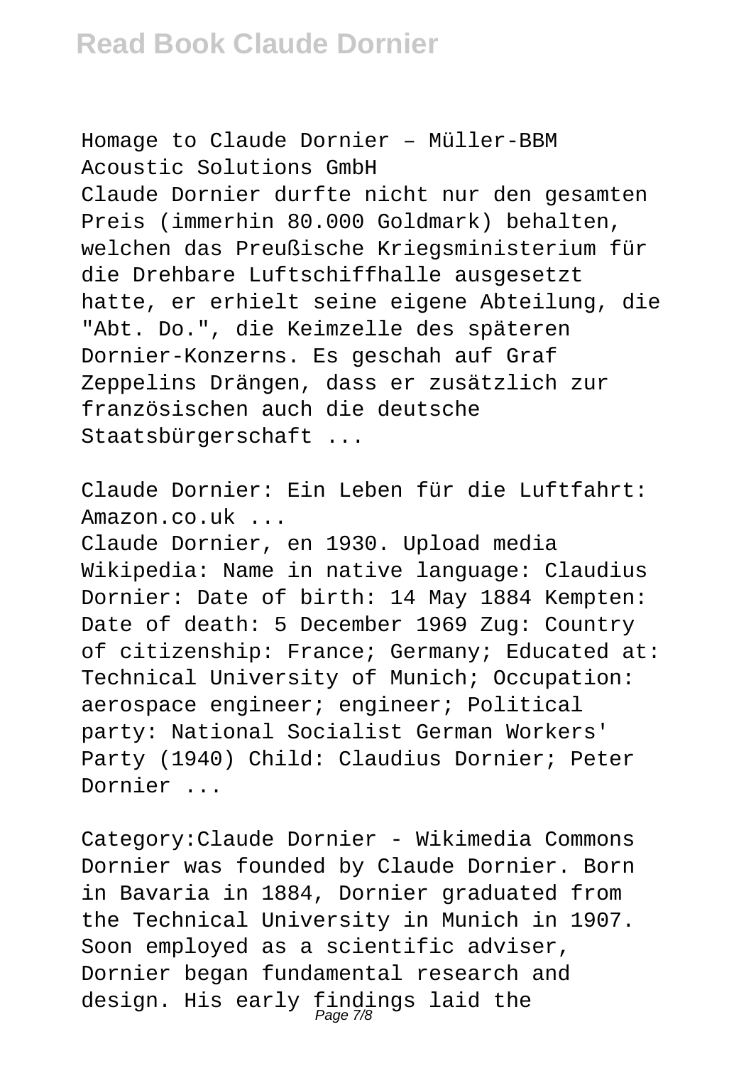Homage to Claude Dornier – Müller-BBM Acoustic Solutions GmbH

Claude Dornier durfte nicht nur den gesamten Preis (immerhin 80.000 Goldmark) behalten, welchen das Preußische Kriegsministerium für die Drehbare Luftschiffhalle ausgesetzt hatte, er erhielt seine eigene Abteilung, die "Abt. Do.", die Keimzelle des späteren Dornier-Konzerns. Es geschah auf Graf Zeppelins Drängen, dass er zusätzlich zur französischen auch die deutsche Staatsbürgerschaft ...

Claude Dornier: Ein Leben für die Luftfahrt: Amazon.co.uk ...

Claude Dornier, en 1930. Upload media Wikipedia: Name in native language: Claudius Dornier: Date of birth: 14 May 1884 Kempten: Date of death: 5 December 1969 Zug: Country of citizenship: France; Germany; Educated at: Technical University of Munich; Occupation: aerospace engineer; engineer; Political party: National Socialist German Workers' Party (1940) Child: Claudius Dornier; Peter Dornier ...

Category:Claude Dornier - Wikimedia Commons

Dornier was founded by Claude Dornier. Born in Bavaria in 1884, Dornier graduated from the Technical University in Munich in 1907. Soon employed as a scientific adviser, Dornier began fundamental research and design. His early findings laid the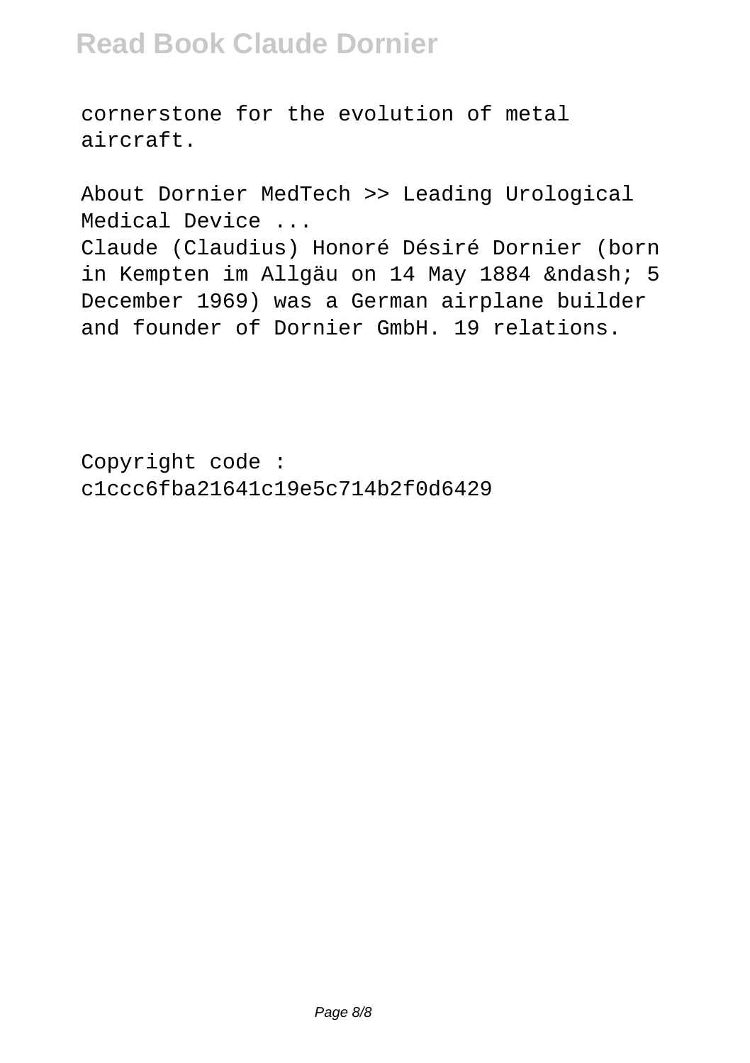cornerstone for the evolution of metal aircraft.

About Dornier MedTech >> Leading Urological Medical Device ...
Claude (Claudius) Honoré Désiré Dornier (born in Kempten im Allgäu on 14 May 1884 &ndash; 5 December 1969) was a German airplane builder and founder of Dornier GmbH. 19 relations.

Copyright code : c1ccc6fba21641c19e5c714b2f0d6429